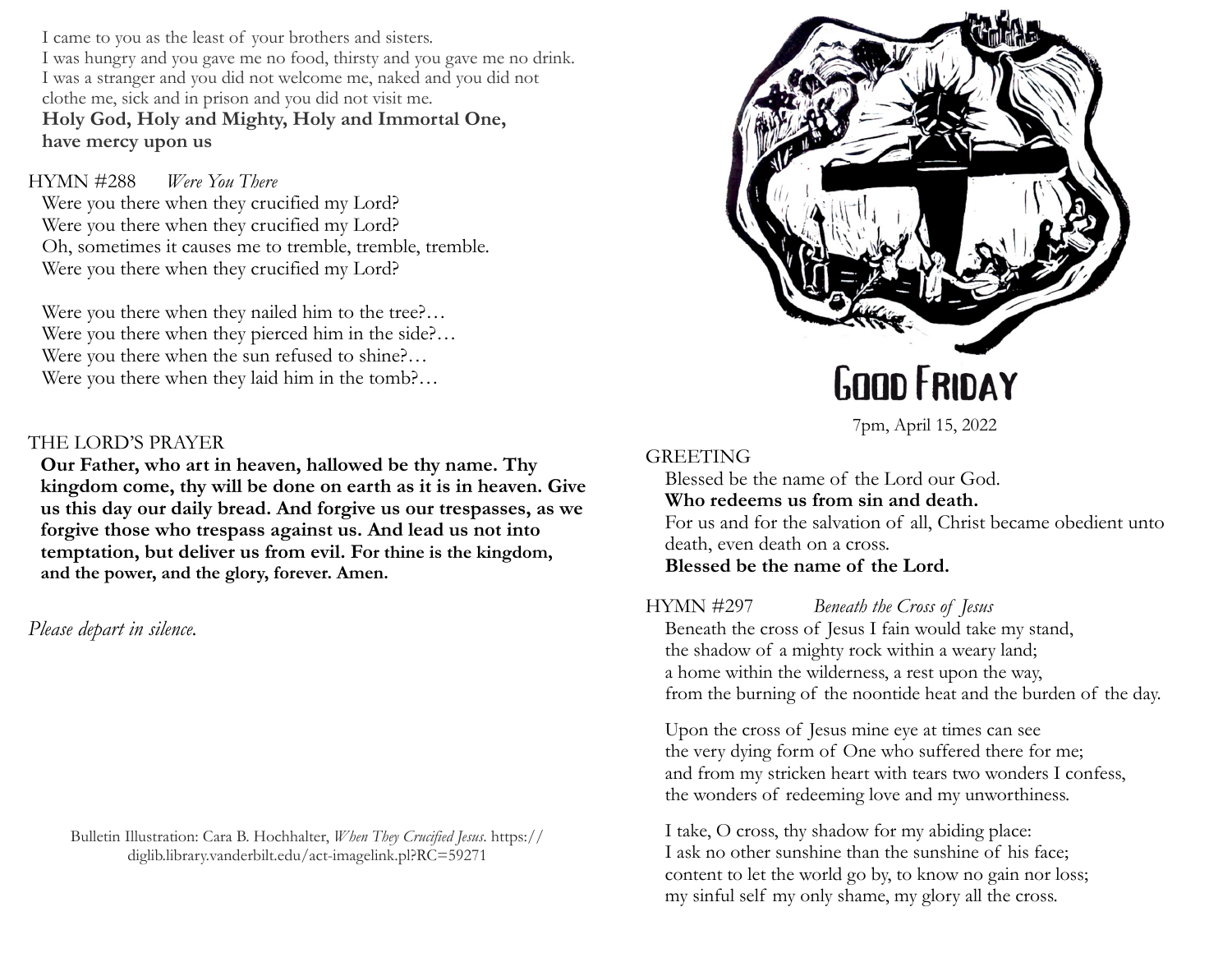I came to you as the least of your brothers and sisters.
I was hungry and you gave me no food, thirsty and you gave me no drink.
I was a stranger and you did not welcome me, naked and you did not clothe me, sick and in prison and you did not visit me.
**Holy God, Holy and Mighty, Holy and Immortal One, have mercy upon us**

HYMN #288 *Were You There*

Were you there when they crucified my Lord?
Were you there when they crucified my Lord?
Oh, sometimes it causes me to tremble, tremble, tremble.
Were you there when they crucified my Lord?

Were you there when they nailed him to the tree?…
Were you there when they pierced him in the side?…
Were you there when the sun refused to shine?…
Were you there when they laid him in the tomb?…

THE LORD'S PRAYER

**Our Father, who art in heaven, hallowed be thy name. Thy kingdom come, thy will be done on earth as it is in heaven. Give us this day our daily bread. And forgive us our trespasses, as we forgive those who trespass against us. And lead us not into temptation, but deliver us from evil. For thine is the kingdom, and the power, and the glory, forever. Amen.**

*Please depart in silence.*

Bulletin Illustration: Cara B. Hochhalter, *When They Crucified Jesus*. https://diglib.library.vanderbilt.edu/act-imagelink.pl?RC=59271

# Good Friday

7pm, April 15, 2022

GREETING

Blessed be the name of the Lord our God.
**Who redeems us from sin and death.**
For us and for the salvation of all, Christ became obedient unto death, even death on a cross.
**Blessed be the name of the Lord.**

HYMN #297 *Beneath the Cross of Jesus*

Beneath the cross of Jesus I fain would take my stand,
the shadow of a mighty rock within a weary land;
a home within the wilderness, a rest upon the way,
from the burning of the noontide heat and the burden of the day.

Upon the cross of Jesus mine eye at times can see
the very dying form of One who suffered there for me;
and from my stricken heart with tears two wonders I confess,
the wonders of redeeming love and my unworthiness.

I take, O cross, thy shadow for my abiding place:
I ask no other sunshine than the sunshine of his face;
content to let the world go by, to know no gain nor loss;
my sinful self my only shame, my glory all the cross.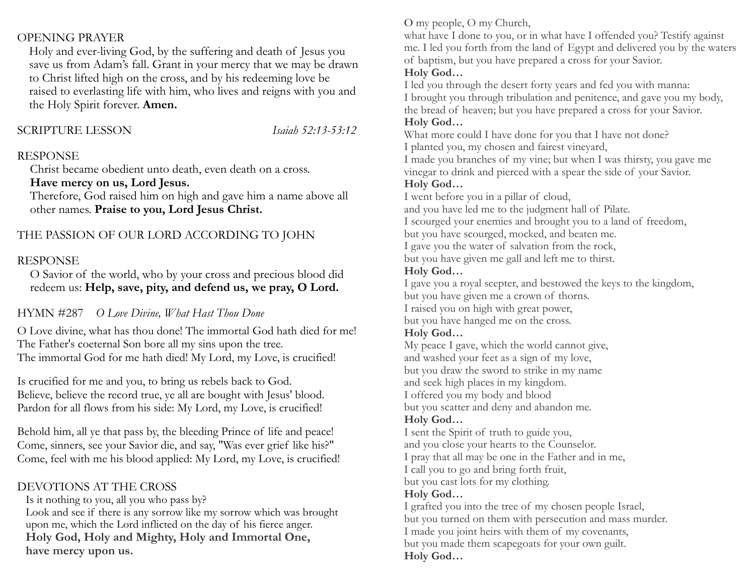OPENING PRAYER

Holy and ever-living God, by the suffering and death of Jesus you save us from Adam's fall. Grant in your mercy that we may be drawn to Christ lifted high on the cross, and by his redeeming love be raised to everlasting life with him, who lives and reigns with you and the Holy Spirit forever. **Amen.**

SCRIPTURE LESSON *Isaiah 52:13-53:12*

RESPONSE

Christ became obedient unto death, even death on a cross.
**Have mercy on us, Lord Jesus.**
Therefore, God raised him on high and gave him a name above all other names. **Praise to you, Lord Jesus Christ.**

THE PASSION OF OUR LORD ACCORDING TO JOHN

RESPONSE

O Savior of the world, who by your cross and precious blood did redeem us: **Help, save, pity, and defend us, we pray, O Lord.**

HYMN #287 *O Love Divine, What Hast Thou Done*

O Love divine, what has thou done! The immortal God hath died for me!
The Father's coeternal Son bore all my sins upon the tree.
The immortal God for me hath died! My Lord, my Love, is crucified!

Is crucified for me and you, to bring us rebels back to God.
Believe, believe the record true, ye all are bought with Jesus' blood.
Pardon for all flows from his side: My Lord, my Love, is crucified!

Behold him, all ye that pass by, the bleeding Prince of life and peace!
Come, sinners, see your Savior die, and say, "Was ever grief like his?"
Come, feel with me his blood applied: My Lord, my Love, is crucified!

DEVOTIONS AT THE CROSS

Is it nothing to you, all you who pass by?
Look and see if there is any sorrow like my sorrow which was brought upon me, which the Lord inflicted on the day of his fierce anger.
**Holy God, Holy and Mighty, Holy and Immortal One, have mercy upon us.**

O my people, O my Church,
what have I done to you, or in what have I offended you? Testify against me. I led you forth from the land of Egypt and delivered you by the waters of baptism, but you have prepared a cross for your Savior.
**Holy God…**

I led you through the desert forty years and fed you with manna:
I brought you through tribulation and penitence, and gave you my body, the bread of heaven; but you have prepared a cross for your Savior.
**Holy God…**

What more could I have done for you that I have not done?
I planted you, my chosen and fairest vineyard,
I made you branches of my vine; but when I was thirsty, you gave me vinegar to drink and pierced with a spear the side of your Savior.
**Holy God…**

I went before you in a pillar of cloud,
and you have led me to the judgment hall of Pilate.
I scourged your enemies and brought you to a land of freedom,
but you have scourged, mocked, and beaten me.
I gave you the water of salvation from the rock,
but you have given me gall and left me to thirst.
**Holy God…**

I gave you a royal scepter, and bestowed the keys to the kingdom,
but you have given me a crown of thorns.
I raised you on high with great power,
but you have hanged me on the cross.
**Holy God…**

My peace I gave, which the world cannot give,
and washed your feet as a sign of my love,
but you draw the sword to strike in my name
and seek high places in my kingdom.
I offered you my body and blood
but you scatter and deny and abandon me.
**Holy God…**

I sent the Spirit of truth to guide you,
and you close your hearts to the Counselor.
I pray that all may be one in the Father and in me,
I call you to go and bring forth fruit,
but you cast lots for my clothing.
**Holy God…**

I grafted you into the tree of my chosen people Israel,
but you turned on them with persecution and mass murder.
I made you joint heirs with them of my covenants,
but you made them scapegoats for your own guilt.
**Holy God…**